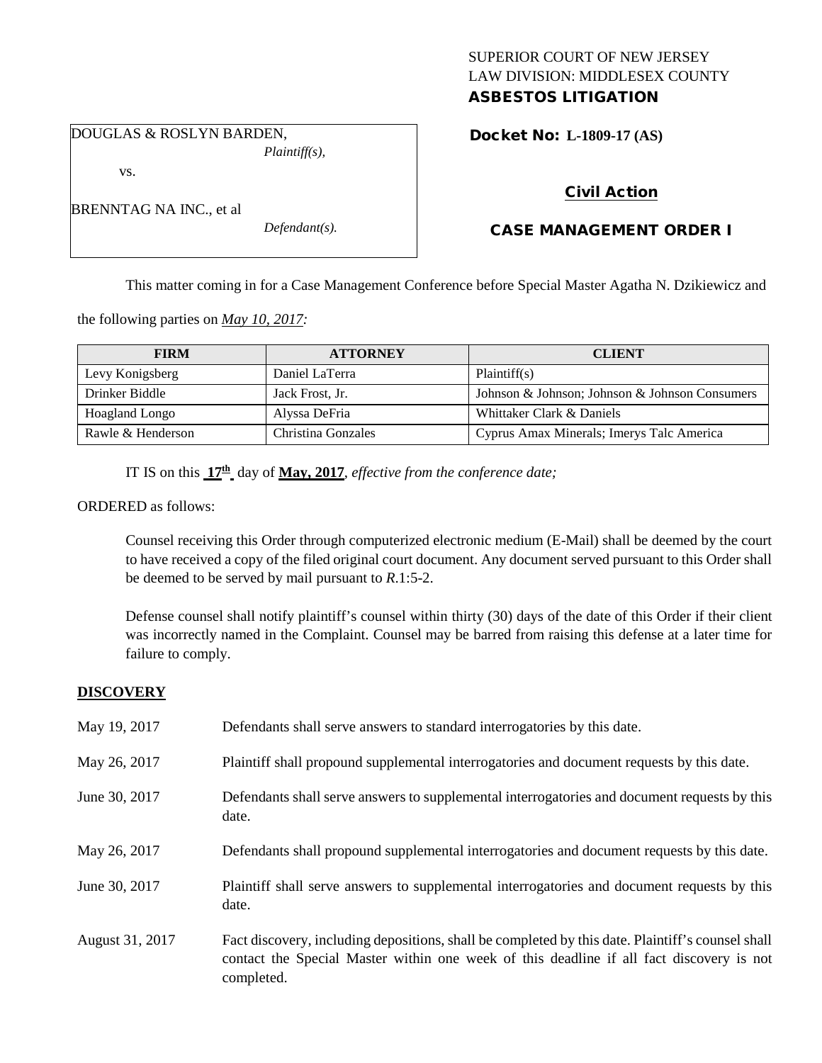SUPERIOR COURT OF NEW JERSEY
LAW DIVISION: MIDDLESEX COUNTY
**ASBESTOS LITIGATION**

DOUGLAS & ROSLYN BARDEN,
*Plaintiff(s),*

vs.

BRENNTAG NA INC., et al
*Defendant(s).*

**Docket No: L-1809-17 (AS)**

**Civil Action**

**CASE MANAGEMENT ORDER I**

This matter coming in for a Case Management Conference before Special Master Agatha N. Dzikiewicz and the following parties on *May 10, 2017:*

| FIRM | ATTORNEY | CLIENT |
|---|---|---|
| Levy Konigsberg | Daniel LaTerra | Plaintiff(s) |
| Drinker Biddle | Jack Frost, Jr. | Johnson & Johnson; Johnson & Johnson Consumers |
| Hoagland Longo | Alyssa DeFria | Whittaker Clark & Daniels |
| Rawle & Henderson | Christina Gonzales | Cyprus Amax Minerals; Imerys Talc America |

IT IS on this **17th** day of **May, 2017**, *effective from the conference date;*

ORDERED as follows:

Counsel receiving this Order through computerized electronic medium (E-Mail) shall be deemed by the court to have received a copy of the filed original court document. Any document served pursuant to this Order shall be deemed to be served by mail pursuant to *R.*1:5-2.

Defense counsel shall notify plaintiff's counsel within thirty (30) days of the date of this Order if their client was incorrectly named in the Complaint. Counsel may be barred from raising this defense at a later time for failure to comply.

## DISCOVERY

May 19, 2017 Defendants shall serve answers to standard interrogatories by this date.

May 26, 2017 Plaintiff shall propound supplemental interrogatories and document requests by this date.

June 30, 2017 Defendants shall serve answers to supplemental interrogatories and document requests by this date.

May 26, 2017 Defendants shall propound supplemental interrogatories and document requests by this date.

June 30, 2017 Plaintiff shall serve answers to supplemental interrogatories and document requests by this date.

August 31, 2017 Fact discovery, including depositions, shall be completed by this date. Plaintiff's counsel shall contact the Special Master within one week of this deadline if all fact discovery is not completed.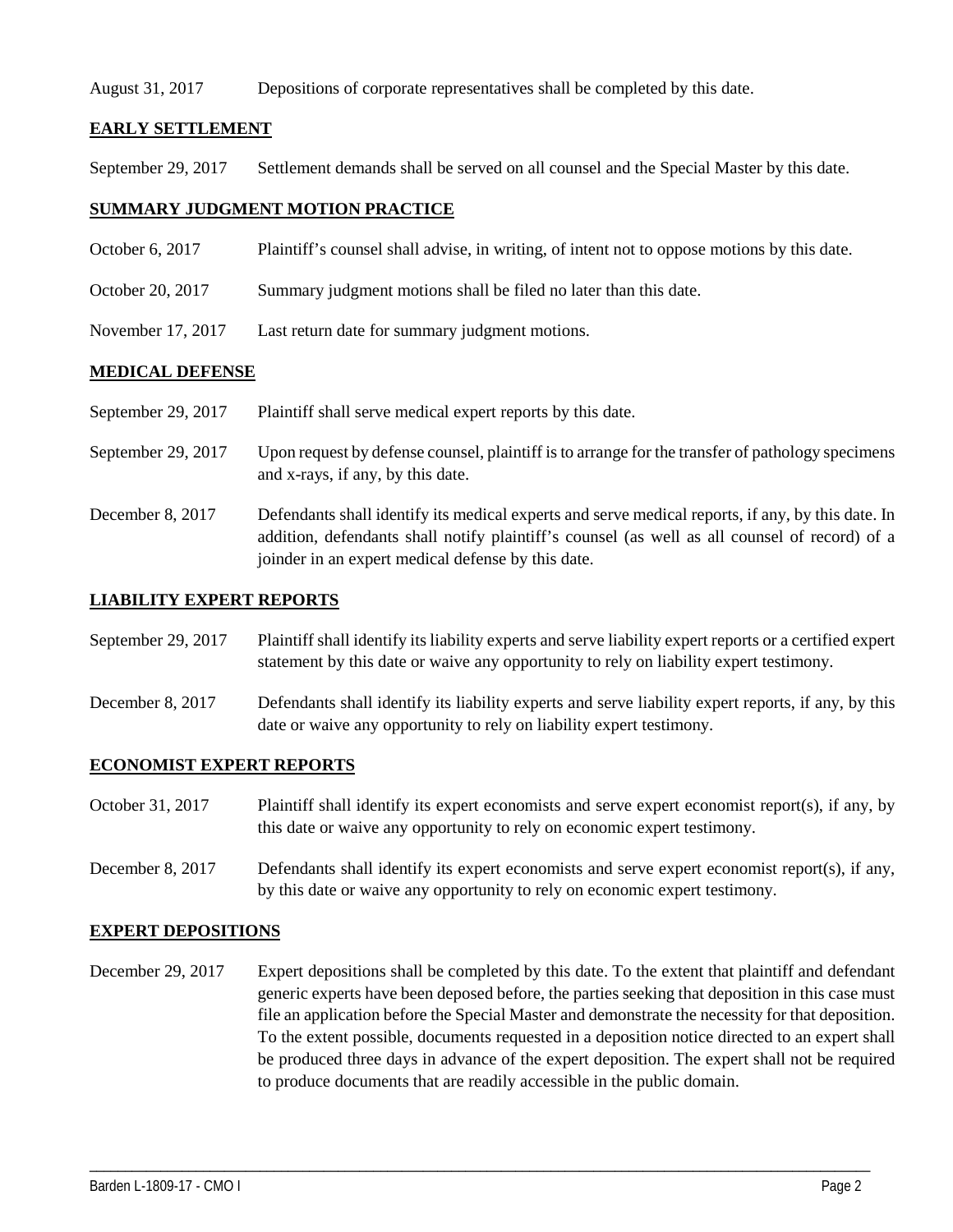| | |
|---|---|
| August 31, 2017 | Depositions of corporate representatives shall be completed by this date. |

## **EARLY SETTLEMENT**

| | |
|---|---|
| September 29, 2017 | Settlement demands shall be served on all counsel and the Special Master by this date. |

## **SUMMARY JUDGMENT MOTION PRACTICE**

| | |
|---|---|
| October 6, 2017 | Plaintiff's counsel shall advise, in writing, of intent not to oppose motions by this date. |
| October 20, 2017 | Summary judgment motions shall be filed no later than this date. |
| November 17, 2017 | Last return date for summary judgment motions. |

## **MEDICAL DEFENSE**

| | |
|---|---|
| September 29, 2017 | Plaintiff shall serve medical expert reports by this date. |
| September 29, 2017 | Upon request by defense counsel, plaintiff is to arrange for the transfer of pathology specimens and x-rays, if any, by this date. |
| December 8, 2017 | Defendants shall identify its medical experts and serve medical reports, if any, by this date. In addition, defendants shall notify plaintiff's counsel (as well as all counsel of record) of a joinder in an expert medical defense by this date. |

## **LIABILITY EXPERT REPORTS**

| | |
|---|---|
| September 29, 2017 | Plaintiff shall identify its liability experts and serve liability expert reports or a certified expert statement by this date or waive any opportunity to rely on liability expert testimony. |
| December 8, 2017 | Defendants shall identify its liability experts and serve liability expert reports, if any, by this date or waive any opportunity to rely on liability expert testimony. |

## **ECONOMIST EXPERT REPORTS**

| | |
|---|---|
| October 31, 2017 | Plaintiff shall identify its expert economists and serve expert economist report(s), if any, by this date or waive any opportunity to rely on economic expert testimony. |
| December 8, 2017 | Defendants shall identify its expert economists and serve expert economist report(s), if any, by this date or waive any opportunity to rely on economic expert testimony. |

## **EXPERT DEPOSITIONS**

| | |
|---|---|
| December 29, 2017 | Expert depositions shall be completed by this date. To the extent that plaintiff and defendant generic experts have been deposed before, the parties seeking that deposition in this case must file an application before the Special Master and demonstrate the necessity for that deposition. To the extent possible, documents requested in a deposition notice directed to an expert shall be produced three days in advance of the expert deposition. The expert shall not be required to produce documents that are readily accessible in the public domain. |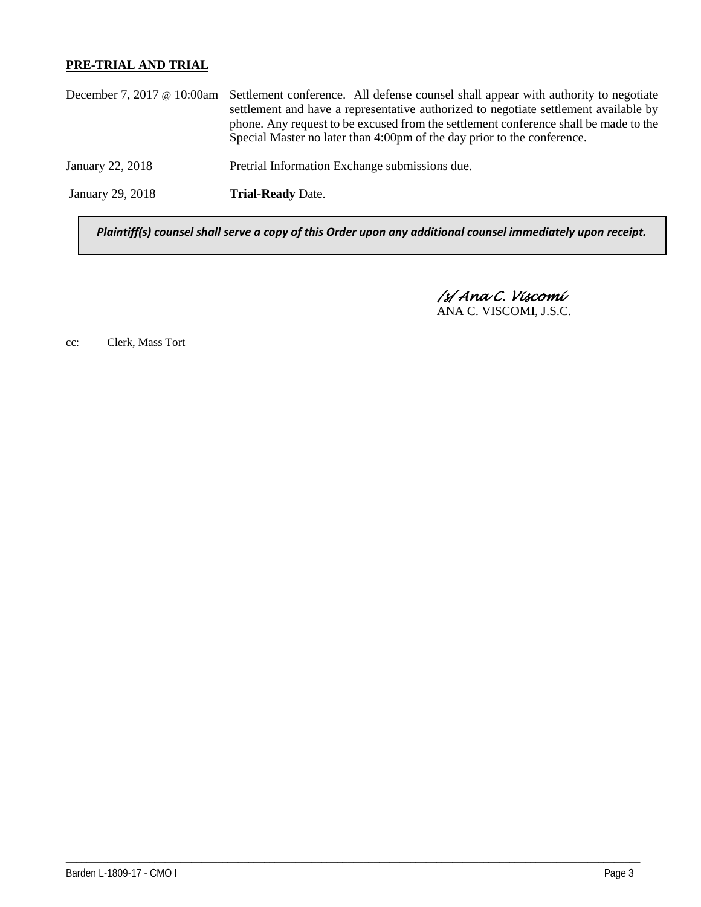**PRE-TRIAL AND TRIAL**

| | |
|---|---|
| December 7, 2017 @ 10:00am | Settlement conference. All defense counsel shall appear with authority to negotiate settlement and have a representative authorized to negotiate settlement available by phone. Any request to be excused from the settlement conference shall be made to the Special Master no later than 4:00pm of the day prior to the conference. |
| January 22, 2018 | Pretrial Information Exchange submissions due. |
| January 29, 2018 | **Trial-Ready** Date. |

***Plaintiff(s) counsel shall serve a copy of this Order upon any additional counsel immediately upon receipt.***

/s/ Ana C. Viscomi
ANA C. VISCOMI, J.S.C.

cc: Clerk, Mass Tort